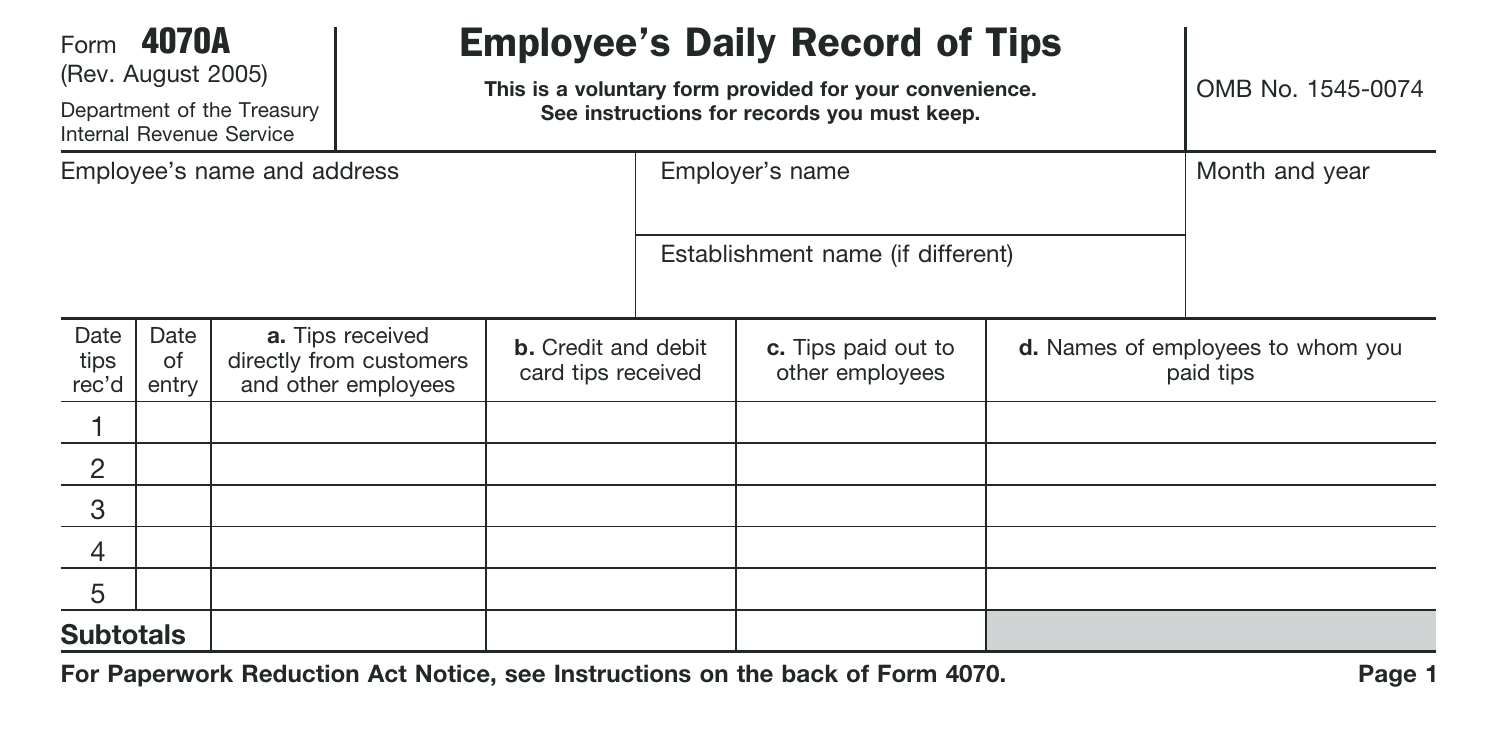Form **4070A**
(Rev. August 2005)
Department of the Treasury
Internal Revenue Service

# Employee's Daily Record of Tips

**This is a voluntary form provided for your convenience.**
**See instructions for records you must keep.**

OMB No. 1545-0074

| Employee's name and address | Employer's name | Month and year |
|---|---|---|
| | Establishment name (if different) | |

| Date tips rec'd | Date of entry | **a.** Tips received directly from customers and other employees | **b.** Credit and debit card tips received | **c.** Tips paid out to other employees | **d.** Names of employees to whom you paid tips |
|---|---|---|---|---|---|
| 1 | | | | | |
| 2 | | | | | |
| 3 | | | | | |
| 4 | | | | | |
| 5 | | | | | |
| **Subtotals** | | | | | |

**For Paperwork Reduction Act Notice, see Instructions on the back of Form 4070.**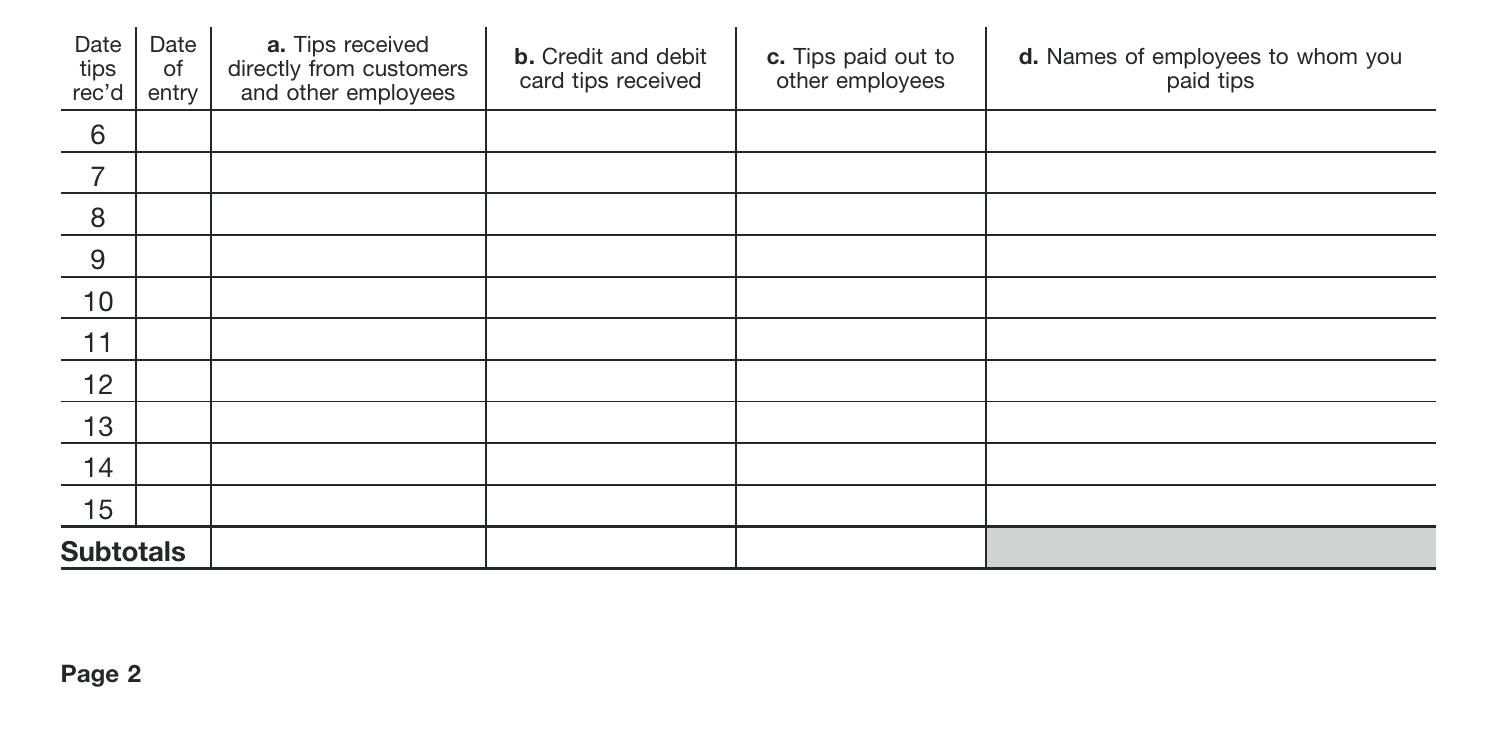| Date tips rec'd | Date of entry | **a.** Tips received directly from customers and other employees | **b.** Credit and debit card tips received | **c.** Tips paid out to other employees | **d.** Names of employees to whom you paid tips |
|---|---|---|---|---|---|
| 6 | | | | | |
| 7 | | | | | |
| 8 | | | | | |
| 9 | | | | | |
| 10 | | | | | |
| 11 | | | | | |
| 12 | | | | | |
| 13 | | | | | |
| 14 | | | | | |
| 15 | | | | | |
| **Subtotals** | | | | | |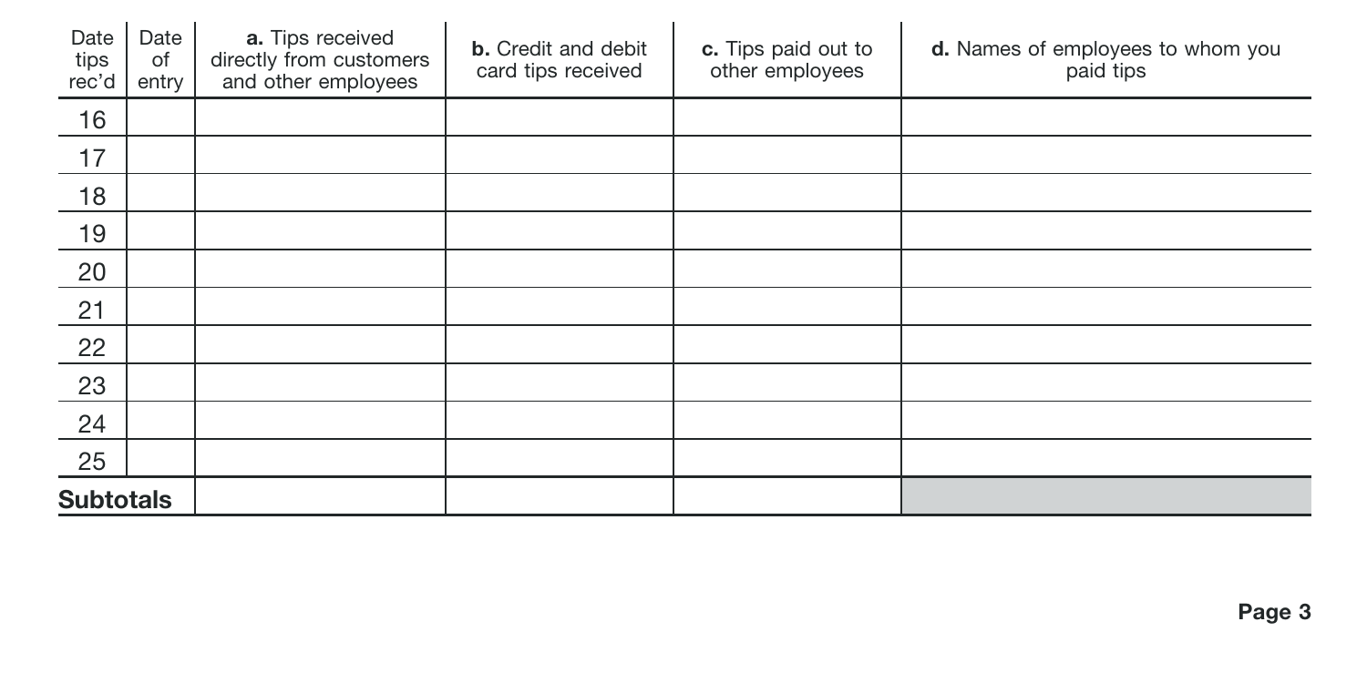| Date tips rec'd | Date of entry | **a.** Tips received directly from customers and other employees | **b.** Credit and debit card tips received | **c.** Tips paid out to other employees | **d.** Names of employees to whom you paid tips |
|---|---|---|---|---|---|
| 16 | | | | | |
| 17 | | | | | |
| 18 | | | | | |
| 19 | | | | | |
| 20 | | | | | |
| 21 | | | | | |
| 22 | | | | | |
| 23 | | | | | |
| 24 | | | | | |
| 25 | | | | | |
| **Subtotals** | | | | | |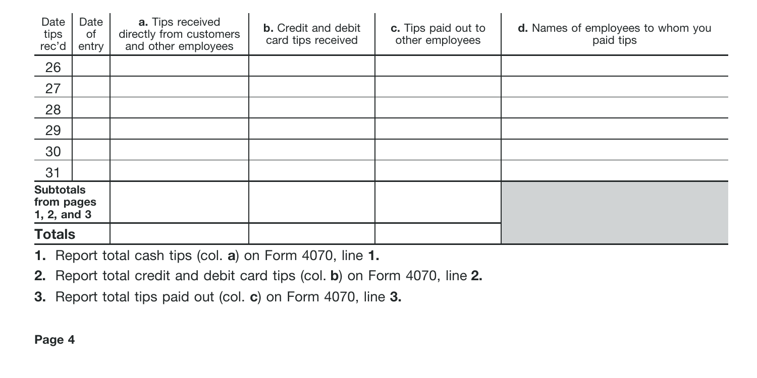| Date tips rec'd | Date of entry | **a.** Tips received directly from customers and other employees | **b.** Credit and debit card tips received | **c.** Tips paid out to other employees | **d.** Names of employees to whom you paid tips |
|---|---|---|---|---|---|
| 26 | | | | | |
| 27 | | | | | |
| 28 | | | | | |
| 29 | | | | | |
| 30 | | | | | |
| 31 | | | | | |
| **Subtotals from pages 1, 2, and 3** | | | | | |
| **Totals** | | | | | |

**1.** Report total cash tips (col. **a**) on Form 4070, line **1.**

**2.** Report total credit and debit card tips (col. **b**) on Form 4070, line **2.**

**3.** Report total tips paid out (col. **c**) on Form 4070, line **3.**